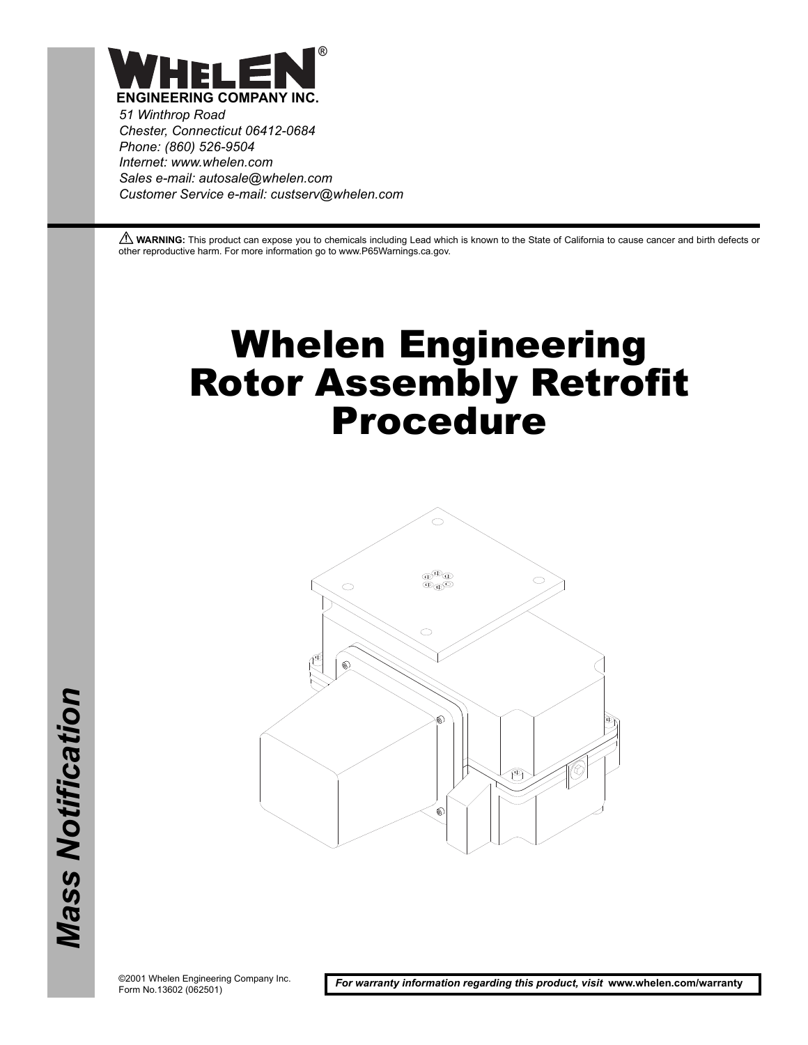**WHELEN®**

**ENGINEERING COMPANY INC.**

*51 Winthrop Road*
*Chester, Connecticut 06412-0684*
*Phone: (860) 526-9504*
*Internet: www.whelen.com*
*Sales e-mail: autosale@whelen.com*
*Customer Service e-mail: custserv@whelen.com*

⚠ **WARNING:** This product can expose you to chemicals including Lead which is known to the State of California to cause cancer and birth defects or other reproductive harm. For more information go to www.P65Warnings.ca.gov.

# Whelen Engineering Rotor Assembly Retrofit Procedure

***Mass Notification***

©2001 Whelen Engineering Company Inc.
Form No.13602 (062501)

***For warranty information regarding this product, visit* www.whelen.com/warranty**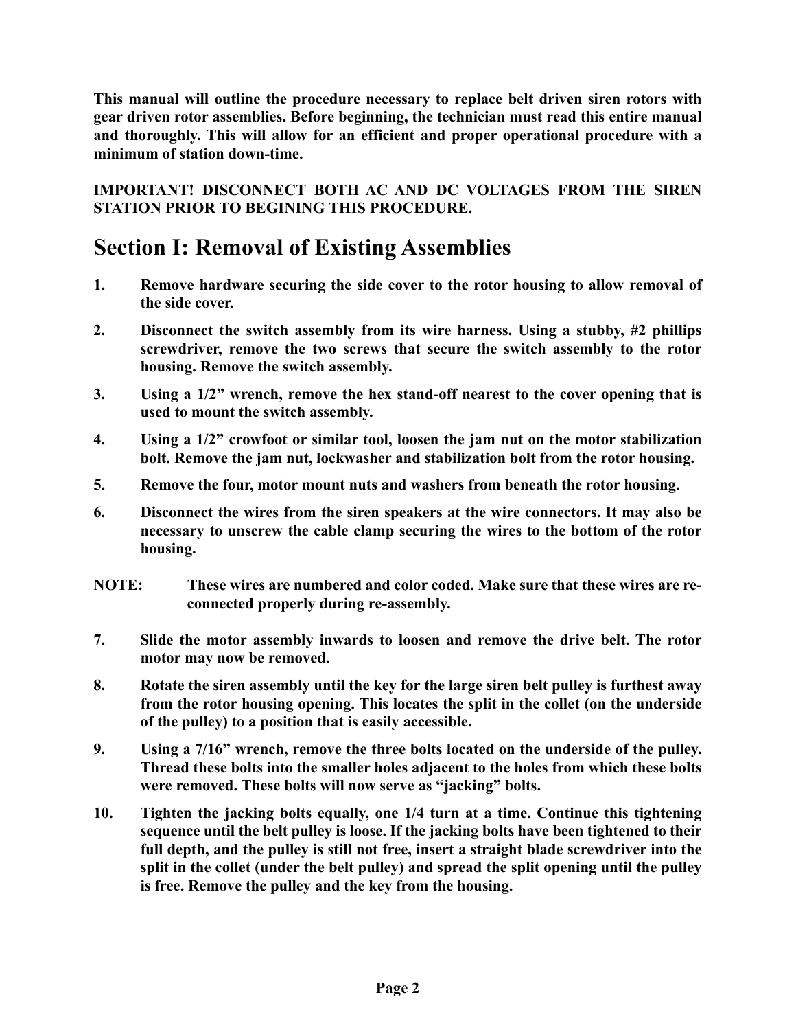**This manual will outline the procedure necessary to replace belt driven siren rotors with gear driven rotor assemblies. Before beginning, the technician must read this entire manual and thoroughly. This will allow for an efficient and proper operational procedure with a minimum of station down-time.**

**IMPORTANT! DISCONNECT BOTH AC AND DC VOLTAGES FROM THE SIREN STATION PRIOR TO BEGINING THIS PROCEDURE.**

# Section I: Removal of Existing Assemblies

1. **Remove hardware securing the side cover to the rotor housing to allow removal of the side cover.**
2. **Disconnect the switch assembly from its wire harness. Using a stubby, #2 phillips screwdriver, remove the two screws that secure the switch assembly to the rotor housing. Remove the switch assembly.**
3. **Using a 1/2" wrench, remove the hex stand-off nearest to the cover opening that is used to mount the switch assembly.**
4. **Using a 1/2" crowfoot or similar tool, loosen the jam nut on the motor stabilization bolt. Remove the jam nut, lockwasher and stabilization bolt from the rotor housing.**
5. **Remove the four, motor mount nuts and washers from beneath the rotor housing.**
6. **Disconnect the wires from the siren speakers at the wire connectors. It may also be necessary to unscrew the cable clamp securing the wires to the bottom of the rotor housing.**

**NOTE: These wires are numbered and color coded. Make sure that these wires are re-connected properly during re-assembly.**

7. **Slide the motor assembly inwards to loosen and remove the drive belt. The rotor motor may now be removed.**
8. **Rotate the siren assembly until the key for the large siren belt pulley is furthest away from the rotor housing opening. This locates the split in the collet (on the underside of the pulley) to a position that is easily accessible.**
9. **Using a 7/16" wrench, remove the three bolts located on the underside of the pulley. Thread these bolts into the smaller holes adjacent to the holes from which these bolts were removed. These bolts will now serve as "jacking" bolts.**
10. **Tighten the jacking bolts equally, one 1/4 turn at a time. Continue this tightening sequence until the belt pulley is loose. If the jacking bolts have been tightened to their full depth, and the pulley is still not free, insert a straight blade screwdriver into the split in the collet (under the belt pulley) and spread the split opening until the pulley is free. Remove the pulley and the key from the housing.**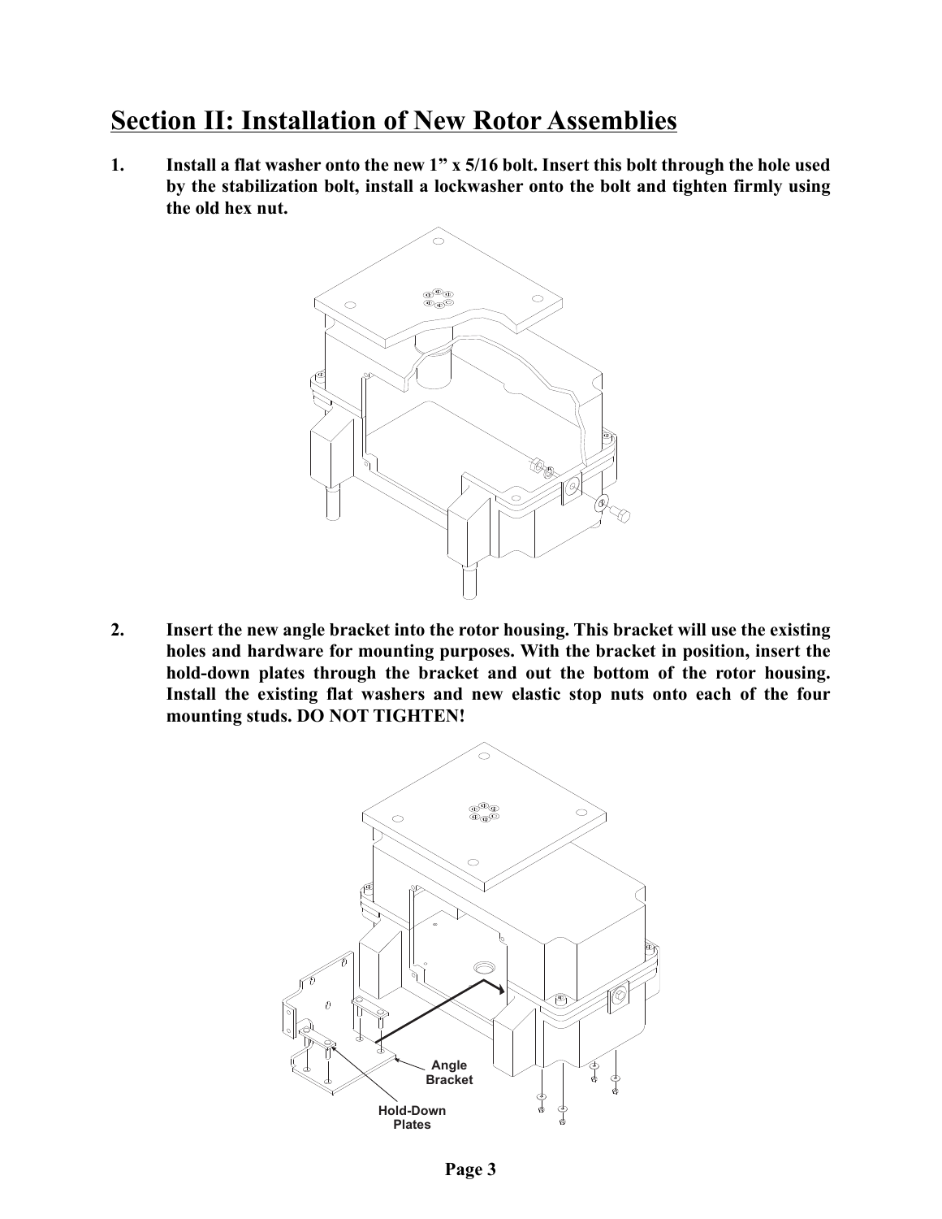## Section II: Installation of New Rotor Assemblies

1. **Install a flat washer onto the new 1" x 5/16 bolt. Insert this bolt through the hole used by the stabilization bolt, install a lockwasher onto the bolt and tighten firmly using the old hex nut.**

2. **Insert the new angle bracket into the rotor housing. This bracket will use the existing holes and hardware for mounting purposes. With the bracket in position, insert the hold-down plates through the bracket and out the bottom of the rotor housing. Install the existing flat washers and new elastic stop nuts onto each of the four mounting studs. DO NOT TIGHTEN!**

Angle Bracket

Hold-Down Plates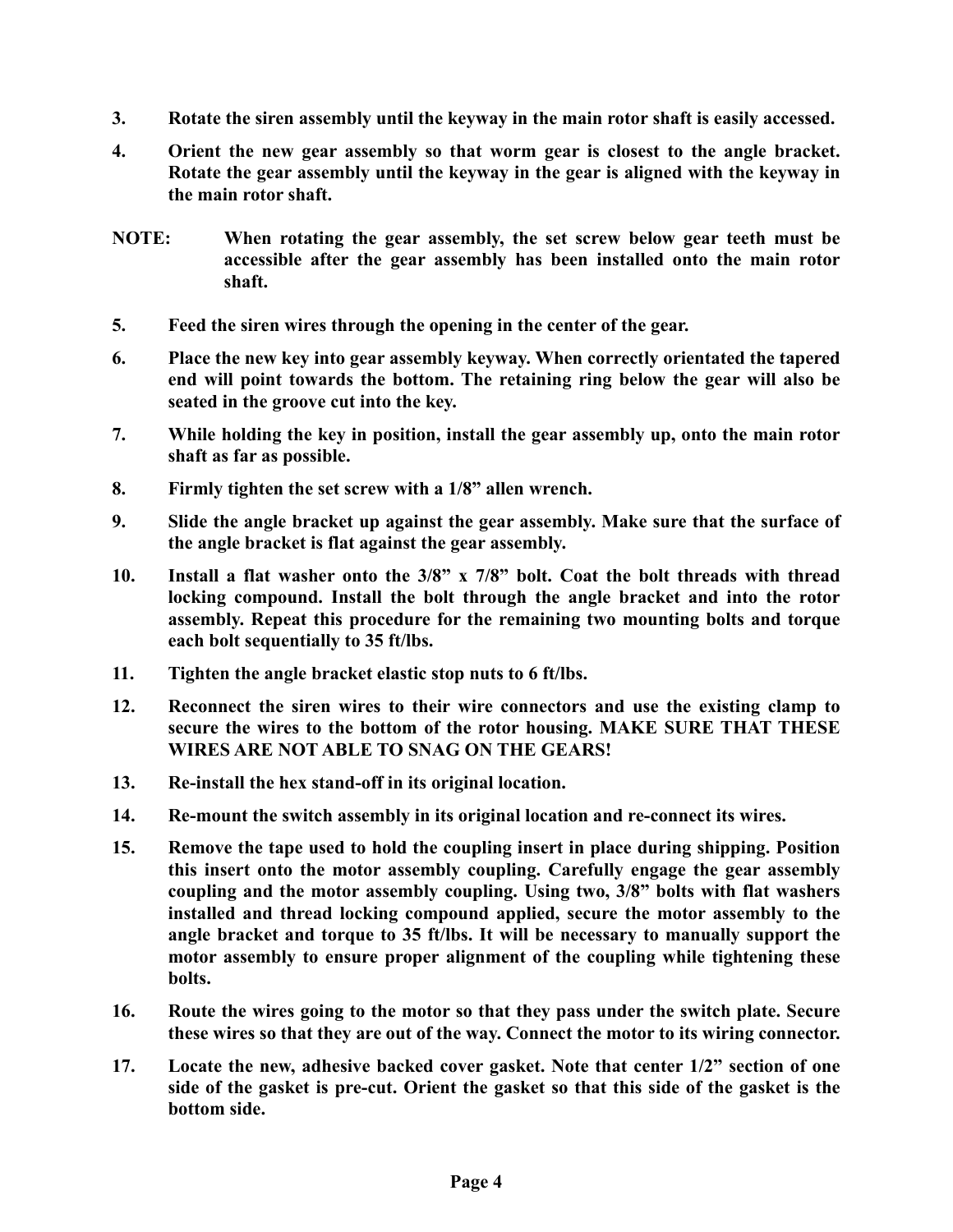**3. Rotate the siren assembly until the keyway in the main rotor shaft is easily accessed.**

**4. Orient the new gear assembly so that worm gear is closest to the angle bracket. Rotate the gear assembly until the keyway in the gear is aligned with the keyway in the main rotor shaft.**

**NOTE: When rotating the gear assembly, the set screw below gear teeth must be accessible after the gear assembly has been installed onto the main rotor shaft.**

**5. Feed the siren wires through the opening in the center of the gear.**

**6. Place the new key into gear assembly keyway. When correctly orientated the tapered end will point towards the bottom. The retaining ring below the gear will also be seated in the groove cut into the key.**

**7. While holding the key in position, install the gear assembly up, onto the main rotor shaft as far as possible.**

**8. Firmly tighten the set screw with a 1/8" allen wrench.**

**9. Slide the angle bracket up against the gear assembly. Make sure that the surface of the angle bracket is flat against the gear assembly.**

**10. Install a flat washer onto the 3/8" x 7/8" bolt. Coat the bolt threads with thread locking compound. Install the bolt through the angle bracket and into the rotor assembly. Repeat this procedure for the remaining two mounting bolts and torque each bolt sequentially to 35 ft/lbs.**

**11. Tighten the angle bracket elastic stop nuts to 6 ft/lbs.**

**12. Reconnect the siren wires to their wire connectors and use the existing clamp to secure the wires to the bottom of the rotor housing. MAKE SURE THAT THESE WIRES ARE NOT ABLE TO SNAG ON THE GEARS!**

**13. Re-install the hex stand-off in its original location.**

**14. Re-mount the switch assembly in its original location and re-connect its wires.**

**15. Remove the tape used to hold the coupling insert in place during shipping. Position this insert onto the motor assembly coupling. Carefully engage the gear assembly coupling and the motor assembly coupling. Using two, 3/8" bolts with flat washers installed and thread locking compound applied, secure the motor assembly to the angle bracket and torque to 35 ft/lbs. It will be necessary to manually support the motor assembly to ensure proper alignment of the coupling while tightening these bolts.**

**16. Route the wires going to the motor so that they pass under the switch plate. Secure these wires so that they are out of the way. Connect the motor to its wiring connector.**

**17. Locate the new, adhesive backed cover gasket. Note that center 1/2" section of one side of the gasket is pre-cut. Orient the gasket so that this side of the gasket is the bottom side.**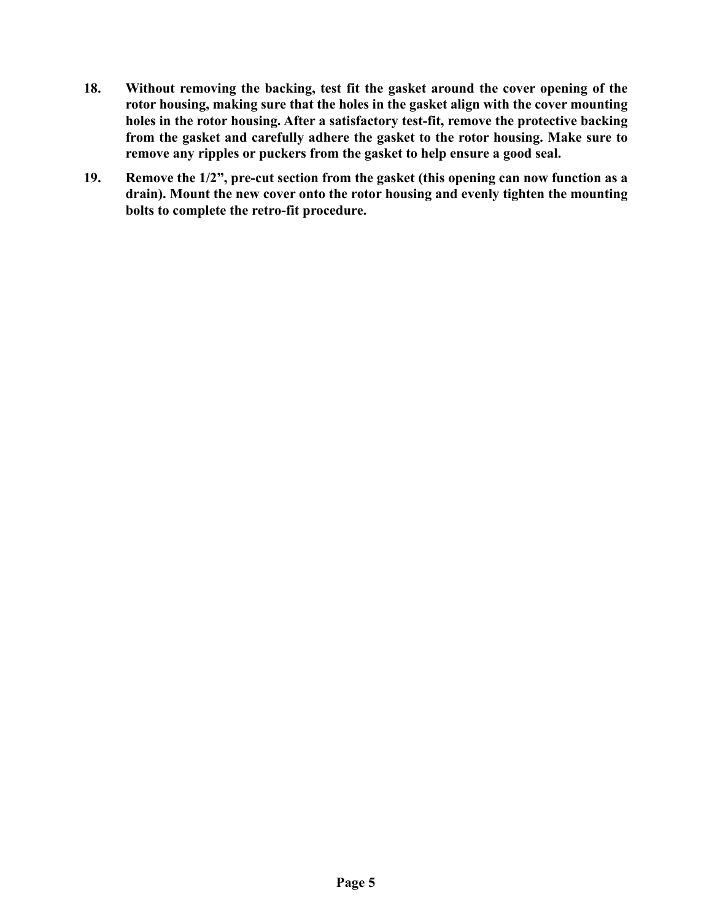**18. Without removing the backing, test fit the gasket around the cover opening of the rotor housing, making sure that the holes in the gasket align with the cover mounting holes in the rotor housing. After a satisfactory test-fit, remove the protective backing from the gasket and carefully adhere the gasket to the rotor housing. Make sure to remove any ripples or puckers from the gasket to help ensure a good seal.**

**19. Remove the 1/2”, pre-cut section from the gasket (this opening can now function as a drain). Mount the new cover onto the rotor housing and evenly tighten the mounting bolts to complete the retro-fit procedure.**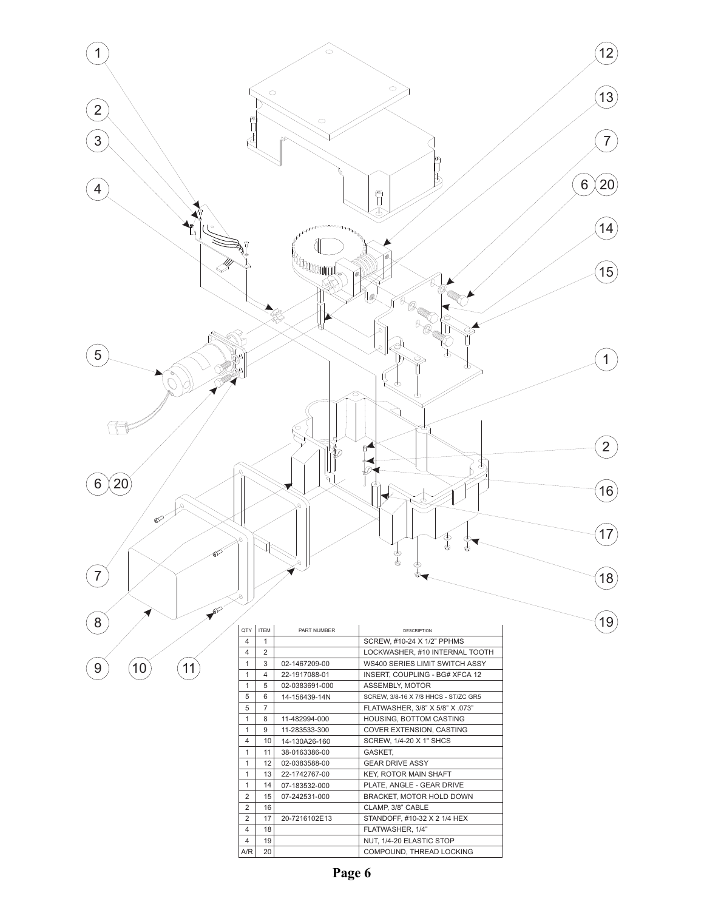| QTY | ITEM | PART NUMBER | DESCRIPTION |
|---|---|---|---|
| 4 | 1 | | SCREW, #10-24 X 1/2" PPHMS |
| 4 | 2 | | LOCKWASHER, #10 INTERNAL TOOTH |
| 1 | 3 | 02-1467209-00 | WS400 SERIES LIMIT SWITCH ASSY |
| 1 | 4 | 22-1917088-01 | INSERT, COUPLING - BG# XFCA 12 |
| 1 | 5 | 02-0383691-000 | ASSEMBLY, MOTOR |
| 5 | 6 | 14-156439-14N | SCREW, 3/8-16 X 7/8 HHCS - ST/ZC GR5 |
| 5 | 7 | | FLATWASHER, 3/8" X 5/8" X .073" |
| 1 | 8 | 11-482994-000 | HOUSING, BOTTOM CASTING |
| 1 | 9 | 11-283533-300 | COVER EXTENSION, CASTING |
| 4 | 10 | 14-130A26-160 | SCREW, 1/4-20 X 1" SHCS |
| 1 | 11 | 38-0163386-00 | GASKET, |
| 1 | 12 | 02-0383588-00 | GEAR DRIVE ASSY |
| 1 | 13 | 22-1742767-00 | KEY, ROTOR MAIN SHAFT |
| 1 | 14 | 07-183532-000 | PLATE, ANGLE - GEAR DRIVE |
| 2 | 15 | 07-242531-000 | BRACKET, MOTOR HOLD DOWN |
| 2 | 16 | | CLAMP, 3/8" CABLE |
| 2 | 17 | 20-7216102E13 | STANDOFF, #10-32 X 2 1/4 HEX |
| 4 | 18 | | FLATWASHER, 1/4" |
| 4 | 19 | | NUT, 1/4-20 ELASTIC STOP |
| A/R | 20 | | COMPOUND, THREAD LOCKING |